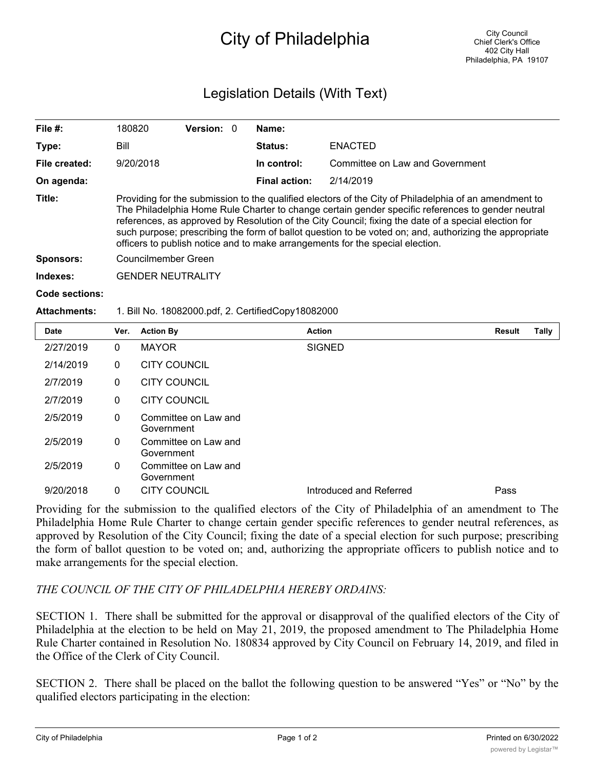# City of Philadelphia

City Council
Chief Clerk's Office
402 City Hall
Philadelphia, PA 19107

## Legislation Details (With Text)

| | | | | | |
|---|---|---|---|---|---|
| **File #:** | 180820 | **Version:** 0 | | **Name:** | |
| **Type:** | Bill | | | **Status:** | ENACTED |
| **File created:** | 9/20/2018 | | | **In control:** | Committee on Law and Government |
| **On agenda:** | | | | **Final action:** | 2/14/2019 |

**Title:** Providing for the submission to the qualified electors of the City of Philadelphia of an amendment to The Philadelphia Home Rule Charter to change certain gender specific references to gender neutral references, as approved by Resolution of the City Council; fixing the date of a special election for such purpose; prescribing the form of ballot question to be voted on; and, authorizing the appropriate officers to publish notice and to make arrangements for the special election.

**Sponsors:** Councilmember Green

**Indexes:** GENDER NEUTRALITY

**Code sections:**

**Attachments:** 1. Bill No. 18082000.pdf, 2. CertifiedCopy18082000

| Date | Ver. | Action By | Action | Result | Tally |
|---|---|---|---|---|---|
| 2/27/2019 | 0 | MAYOR | SIGNED | | |
| 2/14/2019 | 0 | CITY COUNCIL | | | |
| 2/7/2019 | 0 | CITY COUNCIL | | | |
| 2/7/2019 | 0 | CITY COUNCIL | | | |
| 2/5/2019 | 0 | Committee on Law and Government | | | |
| 2/5/2019 | 0 | Committee on Law and Government | | | |
| 2/5/2019 | 0 | Committee on Law and Government | | | |
| 9/20/2018 | 0 | CITY COUNCIL | Introduced and Referred | Pass | |

Providing for the submission to the qualified electors of the City of Philadelphia of an amendment to The Philadelphia Home Rule Charter to change certain gender specific references to gender neutral references, as approved by Resolution of the City Council; fixing the date of a special election for such purpose; prescribing the form of ballot question to be voted on; and, authorizing the appropriate officers to publish notice and to make arrangements for the special election.

*THE COUNCIL OF THE CITY OF PHILADELPHIA HEREBY ORDAINS:*

SECTION 1. There shall be submitted for the approval or disapproval of the qualified electors of the City of Philadelphia at the election to be held on May 21, 2019, the proposed amendment to The Philadelphia Home Rule Charter contained in Resolution No. 180834 approved by City Council on February 14, 2019, and filed in the Office of the Clerk of City Council.

SECTION 2. There shall be placed on the ballot the following question to be answered "Yes" or "No" by the qualified electors participating in the election: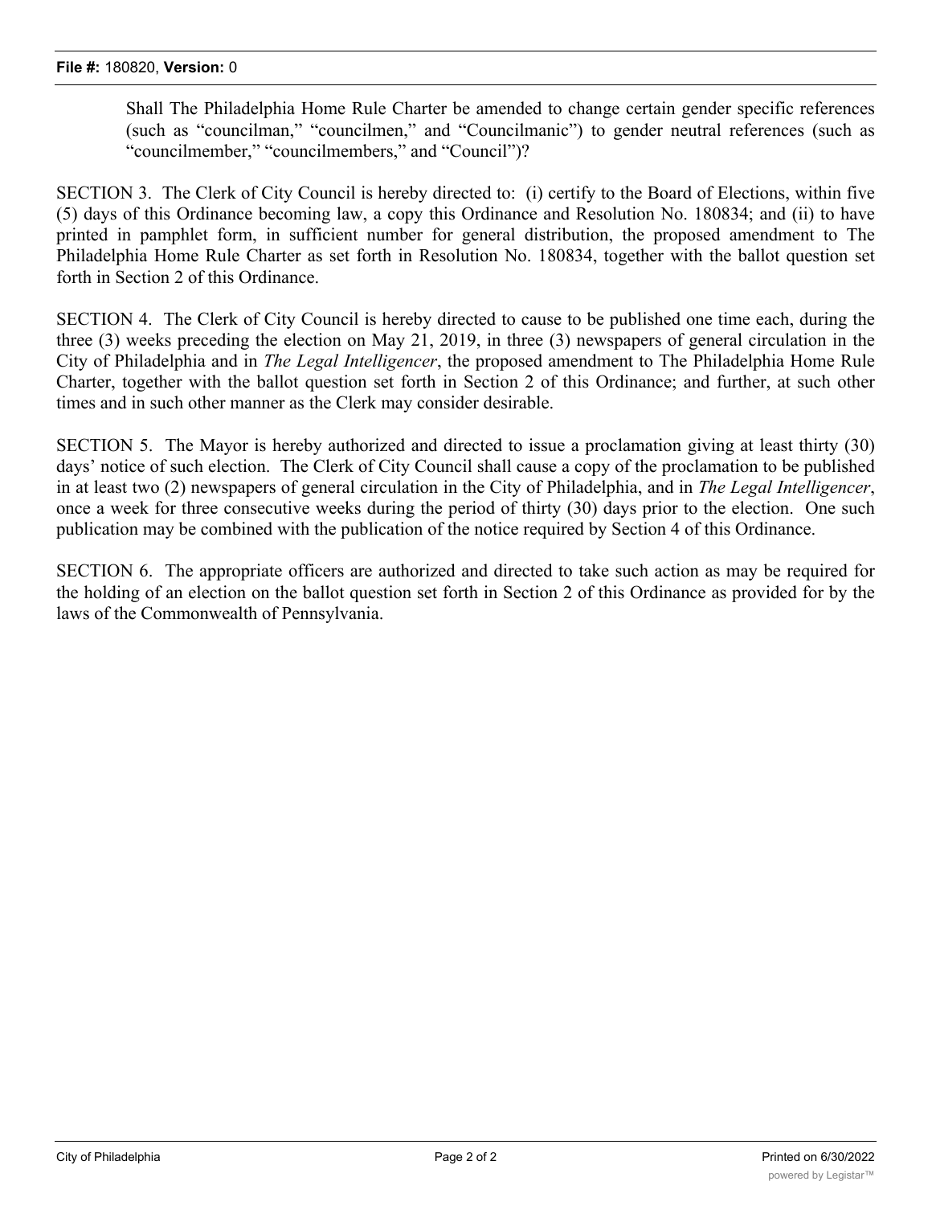Shall The Philadelphia Home Rule Charter be amended to change certain gender specific references (such as "councilman," "councilmen," and "Councilmanic") to gender neutral references (such as "councilmember," "councilmembers," and "Council")?

SECTION 3. The Clerk of City Council is hereby directed to: (i) certify to the Board of Elections, within five (5) days of this Ordinance becoming law, a copy this Ordinance and Resolution No. 180834; and (ii) to have printed in pamphlet form, in sufficient number for general distribution, the proposed amendment to The Philadelphia Home Rule Charter as set forth in Resolution No. 180834, together with the ballot question set forth in Section 2 of this Ordinance.

SECTION 4. The Clerk of City Council is hereby directed to cause to be published one time each, during the three (3) weeks preceding the election on May 21, 2019, in three (3) newspapers of general circulation in the City of Philadelphia and in *The Legal Intelligencer*, the proposed amendment to The Philadelphia Home Rule Charter, together with the ballot question set forth in Section 2 of this Ordinance; and further, at such other times and in such other manner as the Clerk may consider desirable.

SECTION 5. The Mayor is hereby authorized and directed to issue a proclamation giving at least thirty (30) days' notice of such election. The Clerk of City Council shall cause a copy of the proclamation to be published in at least two (2) newspapers of general circulation in the City of Philadelphia, and in *The Legal Intelligencer*, once a week for three consecutive weeks during the period of thirty (30) days prior to the election. One such publication may be combined with the publication of the notice required by Section 4 of this Ordinance.

SECTION 6. The appropriate officers are authorized and directed to take such action as may be required for the holding of an election on the ballot question set forth in Section 2 of this Ordinance as provided for by the laws of the Commonwealth of Pennsylvania.